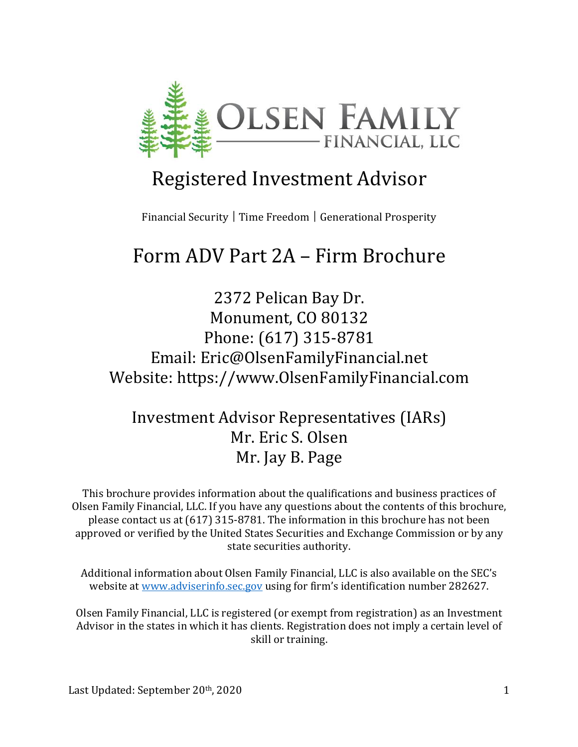# OLSEN FAMILY FINANCIAL, LLC

## Registered Investment Advisor

Financial Security | Time Freedom | Generational Prosperity

# Form ADV Part 2A – Firm Brochure

2372 Pelican Bay Dr.
Monument, CO 80132
Phone: (617) 315-8781
Email: Eric@OlsenFamilyFinancial.net
Website: https://www.OlsenFamilyFinancial.com

Investment Advisor Representatives (IARs)
Mr. Eric S. Olsen
Mr. Jay B. Page

This brochure provides information about the qualifications and business practices of Olsen Family Financial, LLC. If you have any questions about the contents of this brochure, please contact us at (617) 315-8781. The information in this brochure has not been approved or verified by the United States Securities and Exchange Commission or by any state securities authority.

Additional information about Olsen Family Financial, LLC is also available on the SEC's website at www.adviserinfo.sec.gov using for firm's identification number 282627.

Olsen Family Financial, LLC is registered (or exempt from registration) as an Investment Advisor in the states in which it has clients. Registration does not imply a certain level of skill or training.

Last Updated: September 20th, 2020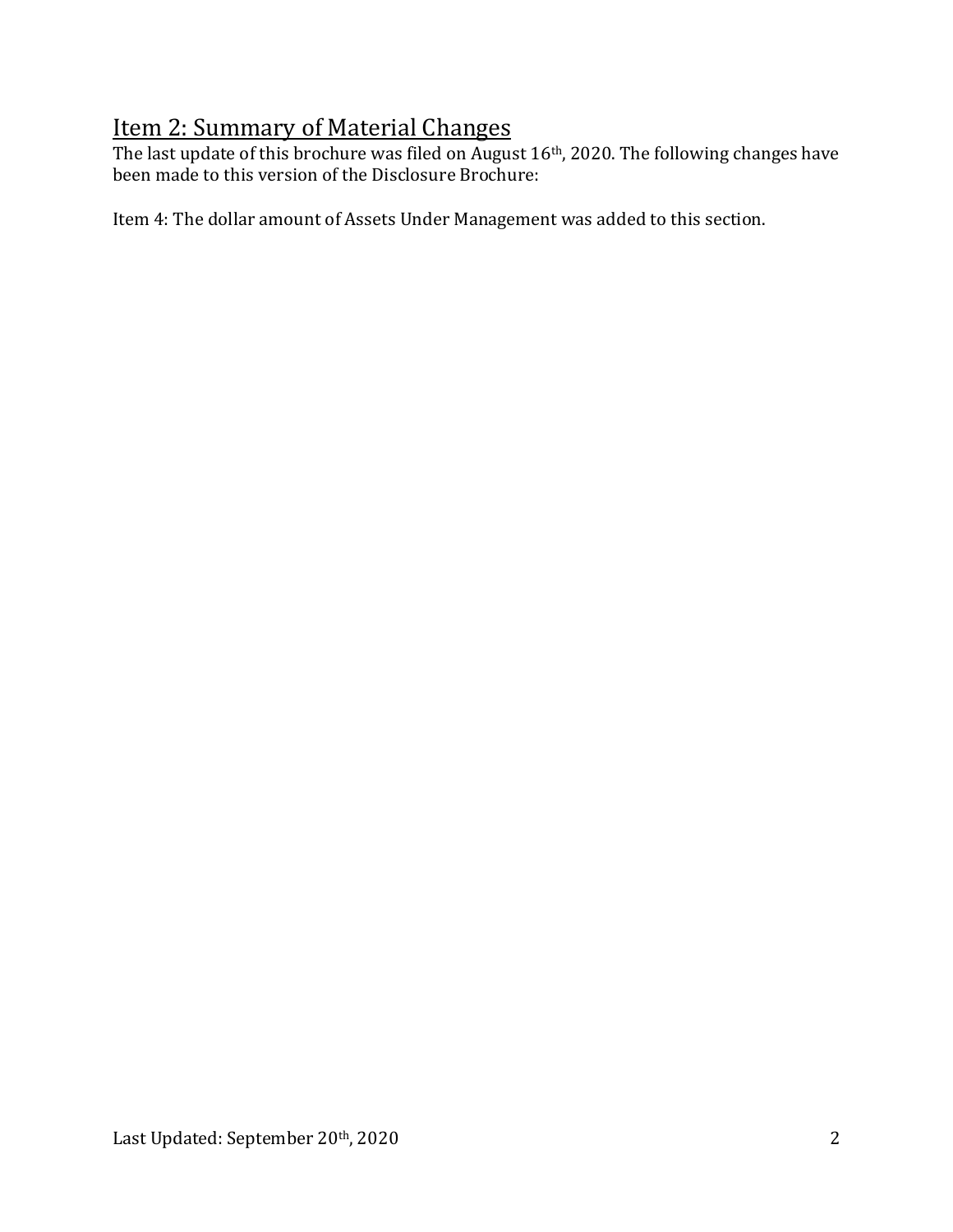## Item 2: Summary of Material Changes

The last update of this brochure was filed on August 16th, 2020. The following changes have been made to this version of the Disclosure Brochure:

Item 4: The dollar amount of Assets Under Management was added to this section.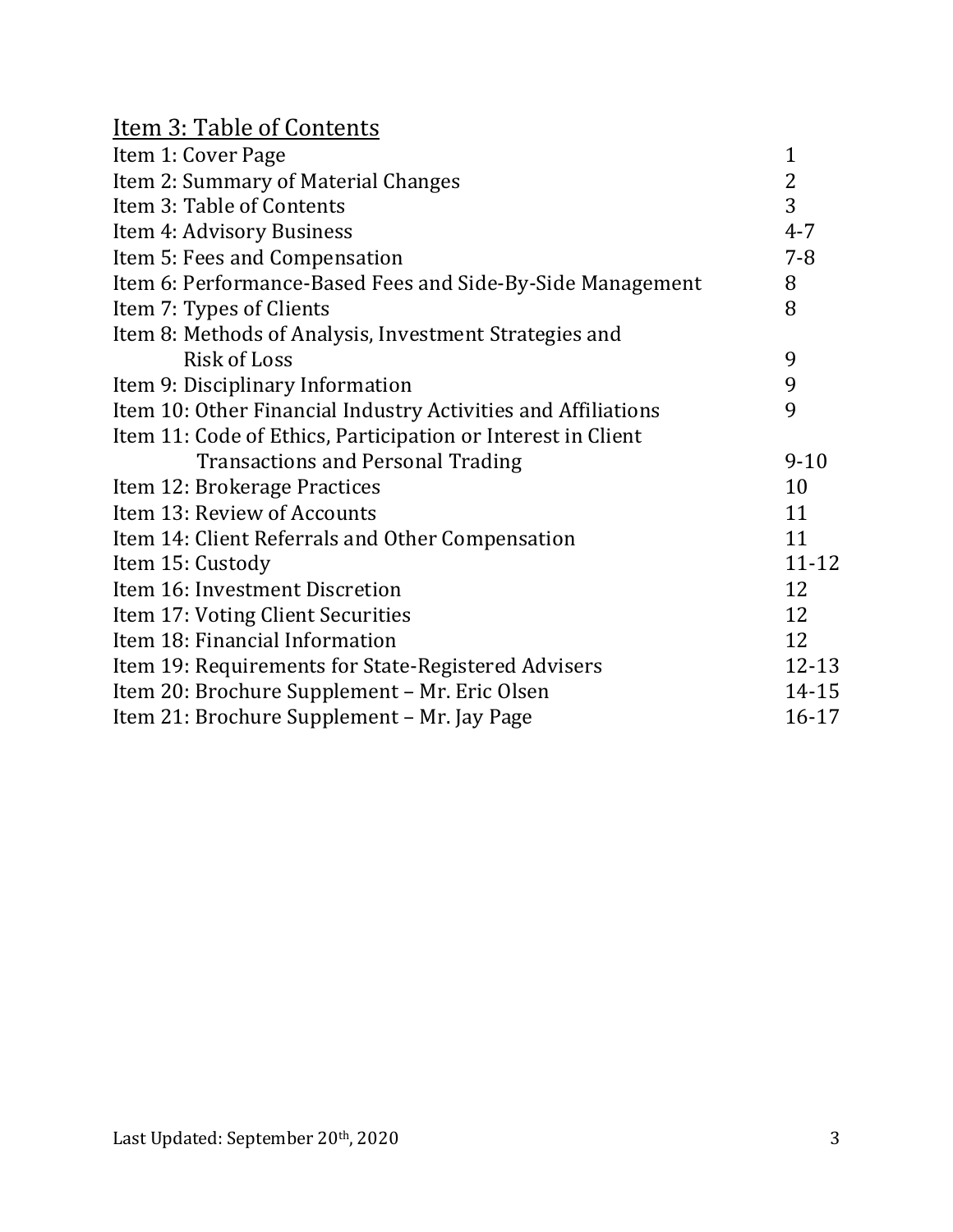## Item 3: Table of Contents

| | |
|---|---|
| Item 1: Cover Page | 1 |
| Item 2: Summary of Material Changes | 2 |
| Item 3: Table of Contents | 3 |
| Item 4: Advisory Business | 4-7 |
| Item 5: Fees and Compensation | 7-8 |
| Item 6: Performance-Based Fees and Side-By-Side Management | 8 |
| Item 7: Types of Clients | 8 |
| Item 8: Methods of Analysis, Investment Strategies and Risk of Loss | 9 |
| Item 9: Disciplinary Information | 9 |
| Item 10: Other Financial Industry Activities and Affiliations | 9 |
| Item 11: Code of Ethics, Participation or Interest in Client Transactions and Personal Trading | 9-10 |
| Item 12: Brokerage Practices | 10 |
| Item 13: Review of Accounts | 11 |
| Item 14: Client Referrals and Other Compensation | 11 |
| Item 15: Custody | 11-12 |
| Item 16: Investment Discretion | 12 |
| Item 17: Voting Client Securities | 12 |
| Item 18: Financial Information | 12 |
| Item 19: Requirements for State-Registered Advisers | 12-13 |
| Item 20: Brochure Supplement – Mr. Eric Olsen | 14-15 |
| Item 21: Brochure Supplement – Mr. Jay Page | 16-17 |

Last Updated: September 20th, 2020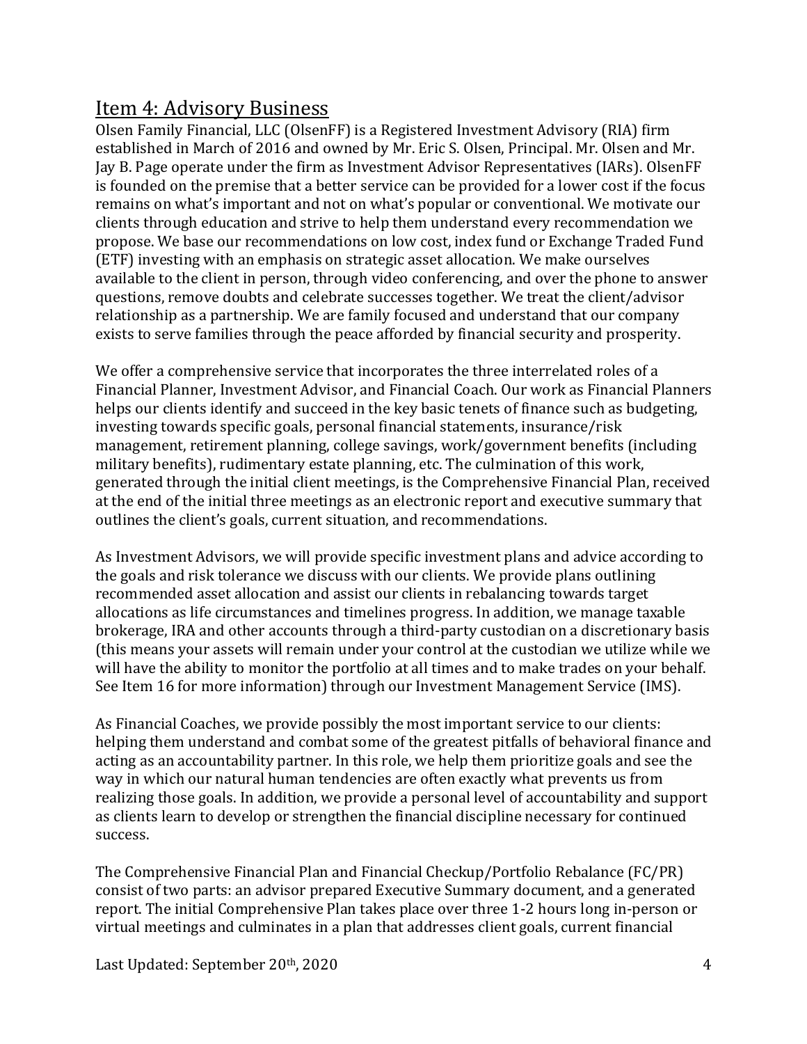## Item 4: Advisory Business

Olsen Family Financial, LLC (OlsenFF) is a Registered Investment Advisory (RIA) firm established in March of 2016 and owned by Mr. Eric S. Olsen, Principal. Mr. Olsen and Mr. Jay B. Page operate under the firm as Investment Advisor Representatives (IARs). OlsenFF is founded on the premise that a better service can be provided for a lower cost if the focus remains on what's important and not on what's popular or conventional. We motivate our clients through education and strive to help them understand every recommendation we propose. We base our recommendations on low cost, index fund or Exchange Traded Fund (ETF) investing with an emphasis on strategic asset allocation. We make ourselves available to the client in person, through video conferencing, and over the phone to answer questions, remove doubts and celebrate successes together. We treat the client/advisor relationship as a partnership. We are family focused and understand that our company exists to serve families through the peace afforded by financial security and prosperity.

We offer a comprehensive service that incorporates the three interrelated roles of a Financial Planner, Investment Advisor, and Financial Coach. Our work as Financial Planners helps our clients identify and succeed in the key basic tenets of finance such as budgeting, investing towards specific goals, personal financial statements, insurance/risk management, retirement planning, college savings, work/government benefits (including military benefits), rudimentary estate planning, etc. The culmination of this work, generated through the initial client meetings, is the Comprehensive Financial Plan, received at the end of the initial three meetings as an electronic report and executive summary that outlines the client's goals, current situation, and recommendations.

As Investment Advisors, we will provide specific investment plans and advice according to the goals and risk tolerance we discuss with our clients. We provide plans outlining recommended asset allocation and assist our clients in rebalancing towards target allocations as life circumstances and timelines progress. In addition, we manage taxable brokerage, IRA and other accounts through a third-party custodian on a discretionary basis (this means your assets will remain under your control at the custodian we utilize while we will have the ability to monitor the portfolio at all times and to make trades on your behalf. See Item 16 for more information) through our Investment Management Service (IMS).

As Financial Coaches, we provide possibly the most important service to our clients: helping them understand and combat some of the greatest pitfalls of behavioral finance and acting as an accountability partner. In this role, we help them prioritize goals and see the way in which our natural human tendencies are often exactly what prevents us from realizing those goals. In addition, we provide a personal level of accountability and support as clients learn to develop or strengthen the financial discipline necessary for continued success.

The Comprehensive Financial Plan and Financial Checkup/Portfolio Rebalance (FC/PR) consist of two parts: an advisor prepared Executive Summary document, and a generated report. The initial Comprehensive Plan takes place over three 1-2 hours long in-person or virtual meetings and culminates in a plan that addresses client goals, current financial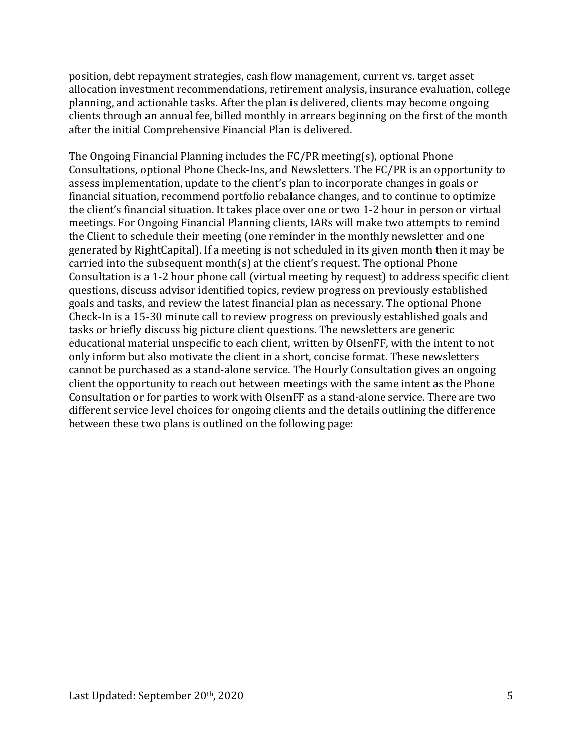position, debt repayment strategies, cash flow management, current vs. target asset allocation investment recommendations, retirement analysis, insurance evaluation, college planning, and actionable tasks. After the plan is delivered, clients may become ongoing clients through an annual fee, billed monthly in arrears beginning on the first of the month after the initial Comprehensive Financial Plan is delivered.

The Ongoing Financial Planning includes the FC/PR meeting(s), optional Phone Consultations, optional Phone Check-Ins, and Newsletters. The FC/PR is an opportunity to assess implementation, update to the client's plan to incorporate changes in goals or financial situation, recommend portfolio rebalance changes, and to continue to optimize the client's financial situation. It takes place over one or two 1-2 hour in person or virtual meetings. For Ongoing Financial Planning clients, IARs will make two attempts to remind the Client to schedule their meeting (one reminder in the monthly newsletter and one generated by RightCapital). If a meeting is not scheduled in its given month then it may be carried into the subsequent month(s) at the client's request. The optional Phone Consultation is a 1-2 hour phone call (virtual meeting by request) to address specific client questions, discuss advisor identified topics, review progress on previously established goals and tasks, and review the latest financial plan as necessary. The optional Phone Check-In is a 15-30 minute call to review progress on previously established goals and tasks or briefly discuss big picture client questions. The newsletters are generic educational material unspecific to each client, written by OlsenFF, with the intent to not only inform but also motivate the client in a short, concise format. These newsletters cannot be purchased as a stand-alone service. The Hourly Consultation gives an ongoing client the opportunity to reach out between meetings with the same intent as the Phone Consultation or for parties to work with OlsenFF as a stand-alone service. There are two different service level choices for ongoing clients and the details outlining the difference between these two plans is outlined on the following page: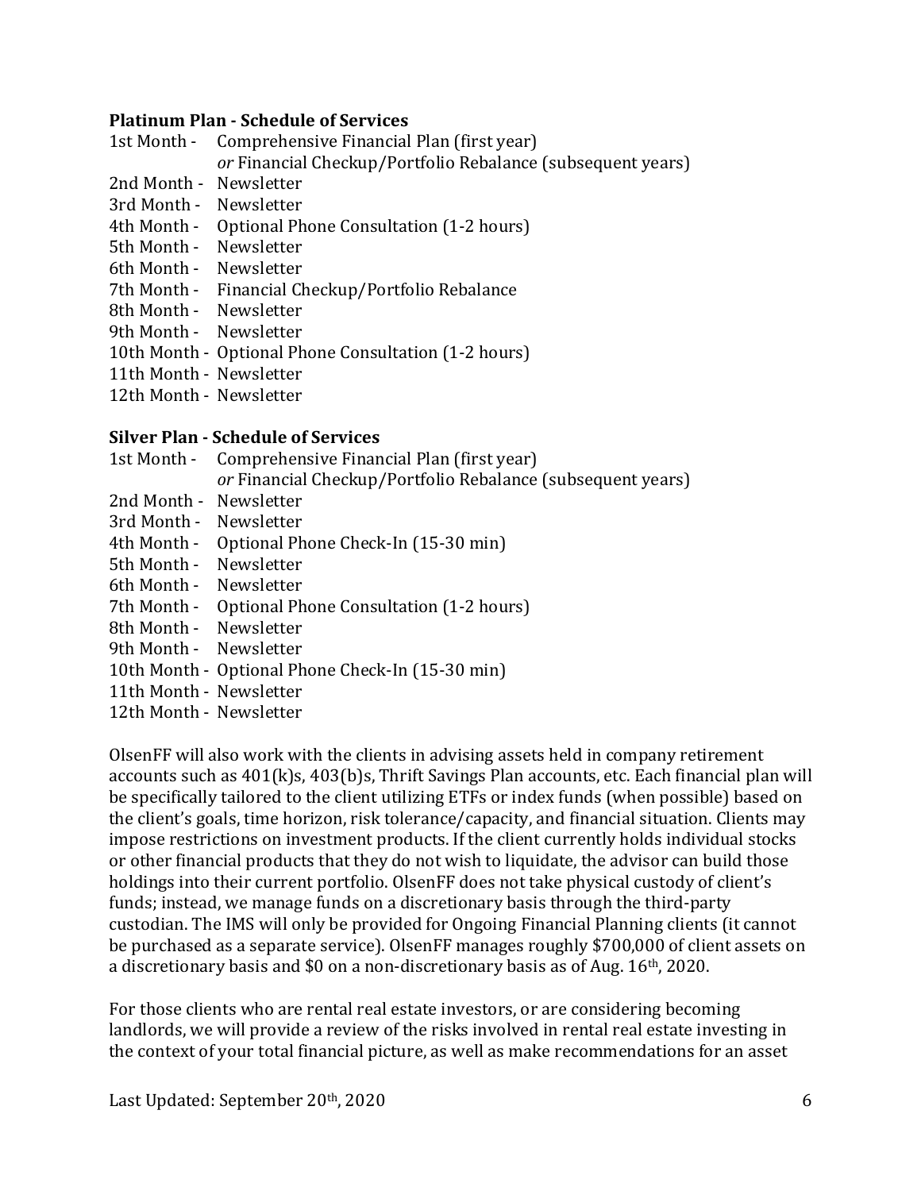**Platinum Plan - Schedule of Services**

1st Month - Comprehensive Financial Plan (first year)
*or* Financial Checkup/Portfolio Rebalance (subsequent years)
2nd Month - Newsletter
3rd Month - Newsletter
4th Month - Optional Phone Consultation (1-2 hours)
5th Month - Newsletter
6th Month - Newsletter
7th Month - Financial Checkup/Portfolio Rebalance
8th Month - Newsletter
9th Month - Newsletter
10th Month - Optional Phone Consultation (1-2 hours)
11th Month - Newsletter
12th Month - Newsletter

**Silver Plan - Schedule of Services**

1st Month - Comprehensive Financial Plan (first year)
*or* Financial Checkup/Portfolio Rebalance (subsequent years)
2nd Month - Newsletter
3rd Month - Newsletter
4th Month - Optional Phone Check-In (15-30 min)
5th Month - Newsletter
6th Month - Newsletter
7th Month - Optional Phone Consultation (1-2 hours)
8th Month - Newsletter
9th Month - Newsletter
10th Month - Optional Phone Check-In (15-30 min)
11th Month - Newsletter
12th Month - Newsletter

OlsenFF will also work with the clients in advising assets held in company retirement accounts such as 401(k)s, 403(b)s, Thrift Savings Plan accounts, etc. Each financial plan will be specifically tailored to the client utilizing ETFs or index funds (when possible) based on the client's goals, time horizon, risk tolerance/capacity, and financial situation. Clients may impose restrictions on investment products. If the client currently holds individual stocks or other financial products that they do not wish to liquidate, the advisor can build those holdings into their current portfolio. OlsenFF does not take physical custody of client's funds; instead, we manage funds on a discretionary basis through the third-party custodian. The IMS will only be provided for Ongoing Financial Planning clients (it cannot be purchased as a separate service). OlsenFF manages roughly $700,000 of client assets on a discretionary basis and $0 on a non-discretionary basis as of Aug. 16th, 2020.

For those clients who are rental real estate investors, or are considering becoming landlords, we will provide a review of the risks involved in rental real estate investing in the context of your total financial picture, as well as make recommendations for an asset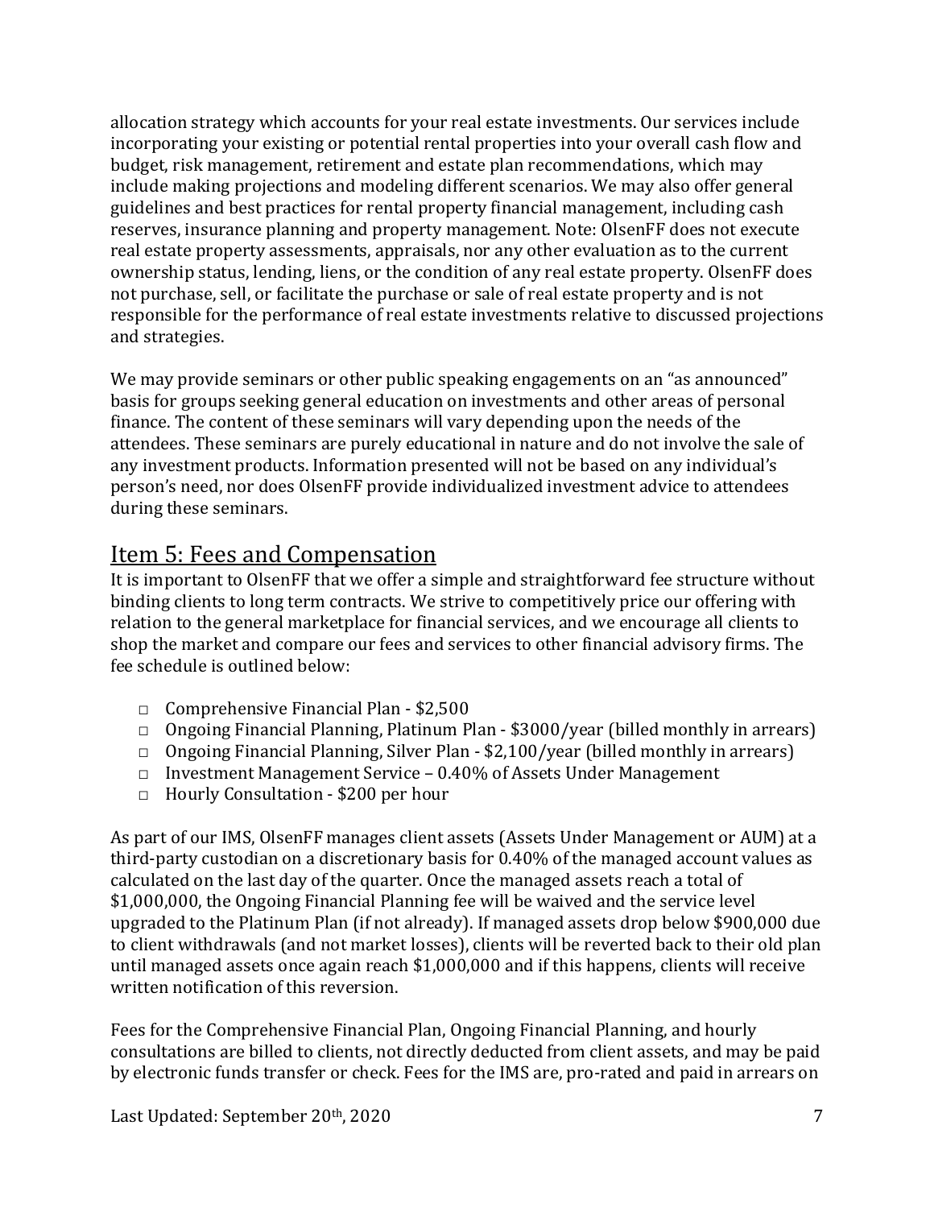allocation strategy which accounts for your real estate investments. Our services include incorporating your existing or potential rental properties into your overall cash flow and budget, risk management, retirement and estate plan recommendations, which may include making projections and modeling different scenarios. We may also offer general guidelines and best practices for rental property financial management, including cash reserves, insurance planning and property management. Note: OlsenFF does not execute real estate property assessments, appraisals, nor any other evaluation as to the current ownership status, lending, liens, or the condition of any real estate property. OlsenFF does not purchase, sell, or facilitate the purchase or sale of real estate property and is not responsible for the performance of real estate investments relative to discussed projections and strategies.

We may provide seminars or other public speaking engagements on an "as announced" basis for groups seeking general education on investments and other areas of personal finance. The content of these seminars will vary depending upon the needs of the attendees. These seminars are purely educational in nature and do not involve the sale of any investment products. Information presented will not be based on any individual's person's need, nor does OlsenFF provide individualized investment advice to attendees during these seminars.

## Item 5: Fees and Compensation

It is important to OlsenFF that we offer a simple and straightforward fee structure without binding clients to long term contracts. We strive to competitively price our offering with relation to the general marketplace for financial services, and we encourage all clients to shop the market and compare our fees and services to other financial advisory firms. The fee schedule is outlined below:

- Comprehensive Financial Plan - $2,500
- Ongoing Financial Planning, Platinum Plan - $3000/year (billed monthly in arrears)
- Ongoing Financial Planning, Silver Plan - $2,100/year (billed monthly in arrears)
- Investment Management Service – 0.40% of Assets Under Management
- Hourly Consultation - $200 per hour

As part of our IMS, OlsenFF manages client assets (Assets Under Management or AUM) at a third-party custodian on a discretionary basis for 0.40% of the managed account values as calculated on the last day of the quarter. Once the managed assets reach a total of $1,000,000, the Ongoing Financial Planning fee will be waived and the service level upgraded to the Platinum Plan (if not already). If managed assets drop below $900,000 due to client withdrawals (and not market losses), clients will be reverted back to their old plan until managed assets once again reach $1,000,000 and if this happens, clients will receive written notification of this reversion.

Fees for the Comprehensive Financial Plan, Ongoing Financial Planning, and hourly consultations are billed to clients, not directly deducted from client assets, and may be paid by electronic funds transfer or check. Fees for the IMS are, pro-rated and paid in arrears on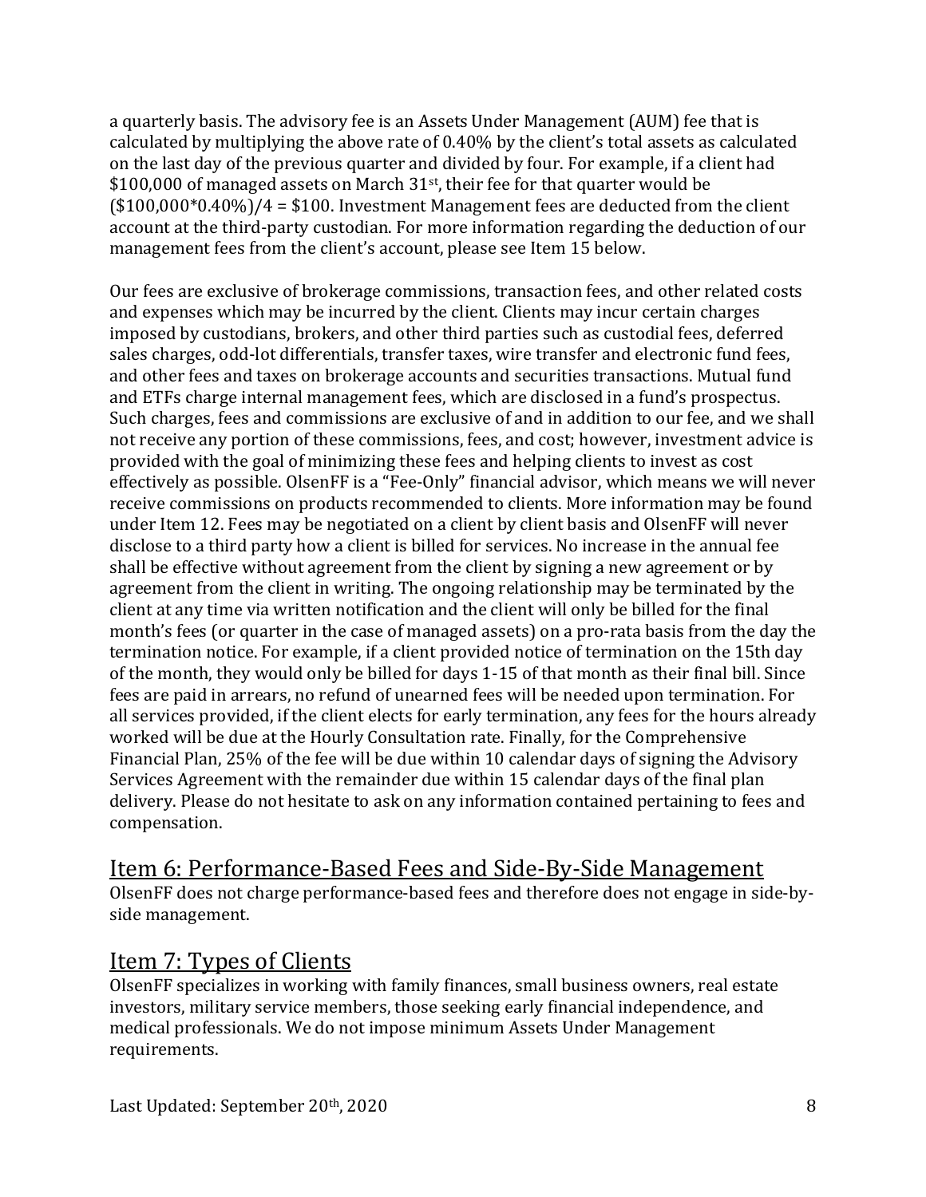a quarterly basis. The advisory fee is an Assets Under Management (AUM) fee that is calculated by multiplying the above rate of 0.40% by the client's total assets as calculated on the last day of the previous quarter and divided by four. For example, if a client had $100,000 of managed assets on March 31st, their fee for that quarter would be ($100,000*0.40%)/4 = $100. Investment Management fees are deducted from the client account at the third-party custodian. For more information regarding the deduction of our management fees from the client's account, please see Item 15 below.

Our fees are exclusive of brokerage commissions, transaction fees, and other related costs and expenses which may be incurred by the client. Clients may incur certain charges imposed by custodians, brokers, and other third parties such as custodial fees, deferred sales charges, odd-lot differentials, transfer taxes, wire transfer and electronic fund fees, and other fees and taxes on brokerage accounts and securities transactions. Mutual fund and ETFs charge internal management fees, which are disclosed in a fund's prospectus. Such charges, fees and commissions are exclusive of and in addition to our fee, and we shall not receive any portion of these commissions, fees, and cost; however, investment advice is provided with the goal of minimizing these fees and helping clients to invest as cost effectively as possible. OlsenFF is a "Fee-Only" financial advisor, which means we will never receive commissions on products recommended to clients. More information may be found under Item 12. Fees may be negotiated on a client by client basis and OlsenFF will never disclose to a third party how a client is billed for services. No increase in the annual fee shall be effective without agreement from the client by signing a new agreement or by agreement from the client in writing. The ongoing relationship may be terminated by the client at any time via written notification and the client will only be billed for the final month's fees (or quarter in the case of managed assets) on a pro-rata basis from the day the termination notice. For example, if a client provided notice of termination on the 15th day of the month, they would only be billed for days 1-15 of that month as their final bill. Since fees are paid in arrears, no refund of unearned fees will be needed upon termination. For all services provided, if the client elects for early termination, any fees for the hours already worked will be due at the Hourly Consultation rate. Finally, for the Comprehensive Financial Plan, 25% of the fee will be due within 10 calendar days of signing the Advisory Services Agreement with the remainder due within 15 calendar days of the final plan delivery. Please do not hesitate to ask on any information contained pertaining to fees and compensation.

## Item 6: Performance-Based Fees and Side-By-Side Management

OlsenFF does not charge performance-based fees and therefore does not engage in side-by-side management.

## Item 7: Types of Clients

OlsenFF specializes in working with family finances, small business owners, real estate investors, military service members, those seeking early financial independence, and medical professionals. We do not impose minimum Assets Under Management requirements.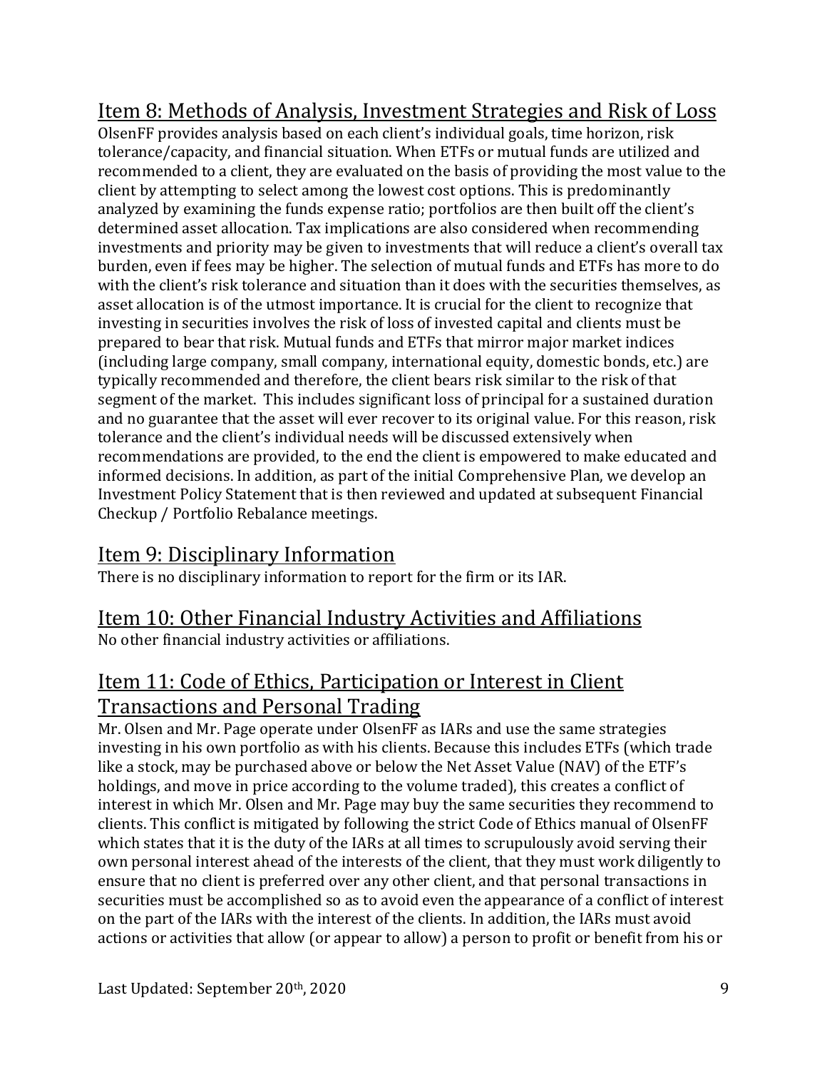## Item 8: Methods of Analysis, Investment Strategies and Risk of Loss

OlsenFF provides analysis based on each client's individual goals, time horizon, risk tolerance/capacity, and financial situation. When ETFs or mutual funds are utilized and recommended to a client, they are evaluated on the basis of providing the most value to the client by attempting to select among the lowest cost options. This is predominantly analyzed by examining the funds expense ratio; portfolios are then built off the client's determined asset allocation. Tax implications are also considered when recommending investments and priority may be given to investments that will reduce a client's overall tax burden, even if fees may be higher. The selection of mutual funds and ETFs has more to do with the client's risk tolerance and situation than it does with the securities themselves, as asset allocation is of the utmost importance. It is crucial for the client to recognize that investing in securities involves the risk of loss of invested capital and clients must be prepared to bear that risk. Mutual funds and ETFs that mirror major market indices (including large company, small company, international equity, domestic bonds, etc.) are typically recommended and therefore, the client bears risk similar to the risk of that segment of the market. This includes significant loss of principal for a sustained duration and no guarantee that the asset will ever recover to its original value. For this reason, risk tolerance and the client's individual needs will be discussed extensively when recommendations are provided, to the end the client is empowered to make educated and informed decisions. In addition, as part of the initial Comprehensive Plan, we develop an Investment Policy Statement that is then reviewed and updated at subsequent Financial Checkup / Portfolio Rebalance meetings.

## Item 9: Disciplinary Information

There is no disciplinary information to report for the firm or its IAR.

## Item 10: Other Financial Industry Activities and Affiliations

No other financial industry activities or affiliations.

## Item 11: Code of Ethics, Participation or Interest in Client Transactions and Personal Trading

Mr. Olsen and Mr. Page operate under OlsenFF as IARs and use the same strategies investing in his own portfolio as with his clients. Because this includes ETFs (which trade like a stock, may be purchased above or below the Net Asset Value (NAV) of the ETF's holdings, and move in price according to the volume traded), this creates a conflict of interest in which Mr. Olsen and Mr. Page may buy the same securities they recommend to clients. This conflict is mitigated by following the strict Code of Ethics manual of OlsenFF which states that it is the duty of the IARs at all times to scrupulously avoid serving their own personal interest ahead of the interests of the client, that they must work diligently to ensure that no client is preferred over any other client, and that personal transactions in securities must be accomplished so as to avoid even the appearance of a conflict of interest on the part of the IARs with the interest of the clients. In addition, the IARs must avoid actions or activities that allow (or appear to allow) a person to profit or benefit from his or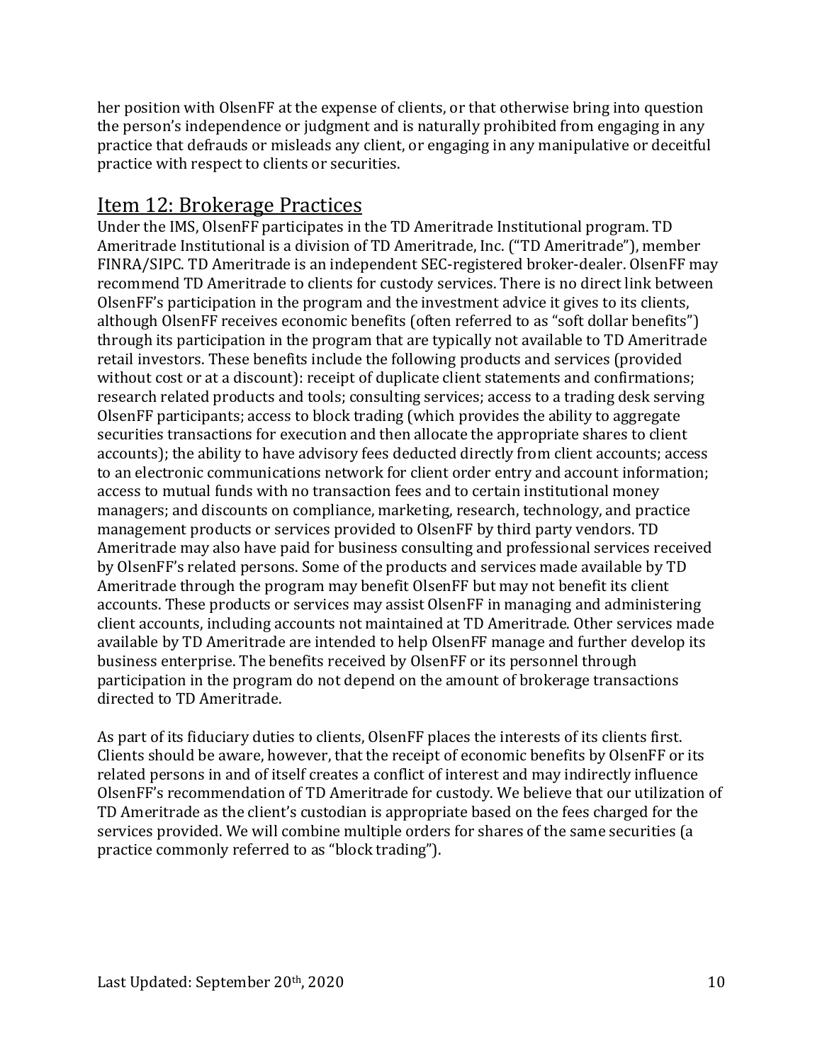her position with OlsenFF at the expense of clients, or that otherwise bring into question the person's independence or judgment and is naturally prohibited from engaging in any practice that defrauds or misleads any client, or engaging in any manipulative or deceitful practice with respect to clients or securities.

## Item 12: Brokerage Practices

Under the IMS, OlsenFF participates in the TD Ameritrade Institutional program. TD Ameritrade Institutional is a division of TD Ameritrade, Inc. ("TD Ameritrade"), member FINRA/SIPC. TD Ameritrade is an independent SEC-registered broker-dealer. OlsenFF may recommend TD Ameritrade to clients for custody services. There is no direct link between OlsenFF's participation in the program and the investment advice it gives to its clients, although OlsenFF receives economic benefits (often referred to as "soft dollar benefits") through its participation in the program that are typically not available to TD Ameritrade retail investors. These benefits include the following products and services (provided without cost or at a discount): receipt of duplicate client statements and confirmations; research related products and tools; consulting services; access to a trading desk serving OlsenFF participants; access to block trading (which provides the ability to aggregate securities transactions for execution and then allocate the appropriate shares to client accounts); the ability to have advisory fees deducted directly from client accounts; access to an electronic communications network for client order entry and account information; access to mutual funds with no transaction fees and to certain institutional money managers; and discounts on compliance, marketing, research, technology, and practice management products or services provided to OlsenFF by third party vendors. TD Ameritrade may also have paid for business consulting and professional services received by OlsenFF's related persons. Some of the products and services made available by TD Ameritrade through the program may benefit OlsenFF but may not benefit its client accounts. These products or services may assist OlsenFF in managing and administering client accounts, including accounts not maintained at TD Ameritrade. Other services made available by TD Ameritrade are intended to help OlsenFF manage and further develop its business enterprise. The benefits received by OlsenFF or its personnel through participation in the program do not depend on the amount of brokerage transactions directed to TD Ameritrade.

As part of its fiduciary duties to clients, OlsenFF places the interests of its clients first. Clients should be aware, however, that the receipt of economic benefits by OlsenFF or its related persons in and of itself creates a conflict of interest and may indirectly influence OlsenFF's recommendation of TD Ameritrade for custody. We believe that our utilization of TD Ameritrade as the client's custodian is appropriate based on the fees charged for the services provided. We will combine multiple orders for shares of the same securities (a practice commonly referred to as "block trading").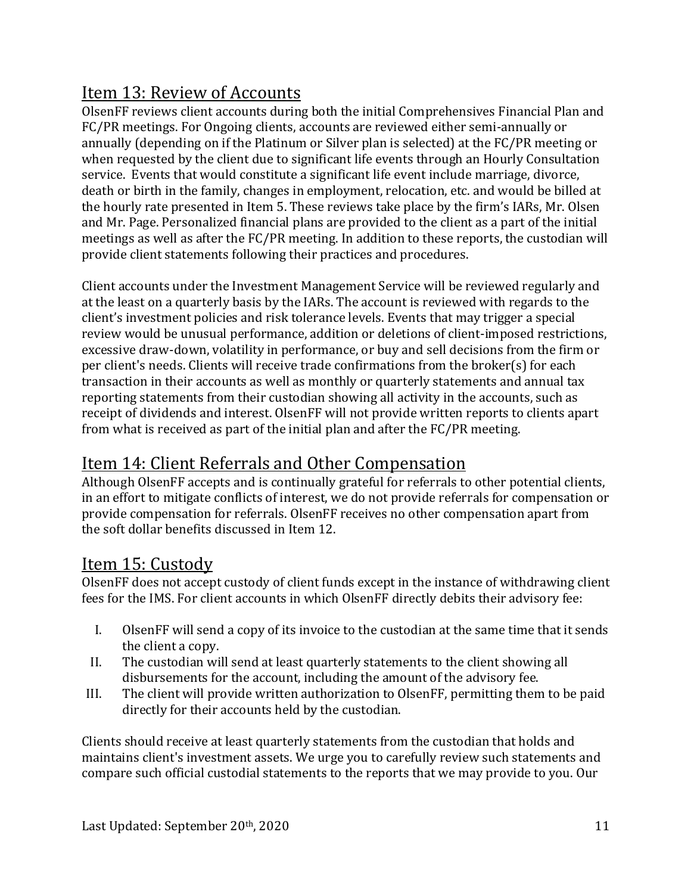## Item 13: Review of Accounts

OlsenFF reviews client accounts during both the initial Comprehensives Financial Plan and FC/PR meetings. For Ongoing clients, accounts are reviewed either semi-annually or annually (depending on if the Platinum or Silver plan is selected) at the FC/PR meeting or when requested by the client due to significant life events through an Hourly Consultation service. Events that would constitute a significant life event include marriage, divorce, death or birth in the family, changes in employment, relocation, etc. and would be billed at the hourly rate presented in Item 5. These reviews take place by the firm's IARs, Mr. Olsen and Mr. Page. Personalized financial plans are provided to the client as a part of the initial meetings as well as after the FC/PR meeting. In addition to these reports, the custodian will provide client statements following their practices and procedures.

Client accounts under the Investment Management Service will be reviewed regularly and at the least on a quarterly basis by the IARs. The account is reviewed with regards to the client's investment policies and risk tolerance levels. Events that may trigger a special review would be unusual performance, addition or deletions of client-imposed restrictions, excessive draw-down, volatility in performance, or buy and sell decisions from the firm or per client's needs. Clients will receive trade confirmations from the broker(s) for each transaction in their accounts as well as monthly or quarterly statements and annual tax reporting statements from their custodian showing all activity in the accounts, such as receipt of dividends and interest. OlsenFF will not provide written reports to clients apart from what is received as part of the initial plan and after the FC/PR meeting.

## Item 14: Client Referrals and Other Compensation

Although OlsenFF accepts and is continually grateful for referrals to other potential clients, in an effort to mitigate conflicts of interest, we do not provide referrals for compensation or provide compensation for referrals. OlsenFF receives no other compensation apart from the soft dollar benefits discussed in Item 12.

## Item 15: Custody

OlsenFF does not accept custody of client funds except in the instance of withdrawing client fees for the IMS. For client accounts in which OlsenFF directly debits their advisory fee:

I. OlsenFF will send a copy of its invoice to the custodian at the same time that it sends the client a copy.
II. The custodian will send at least quarterly statements to the client showing all disbursements for the account, including the amount of the advisory fee.
III. The client will provide written authorization to OlsenFF, permitting them to be paid directly for their accounts held by the custodian.

Clients should receive at least quarterly statements from the custodian that holds and maintains client's investment assets. We urge you to carefully review such statements and compare such official custodial statements to the reports that we may provide to you. Our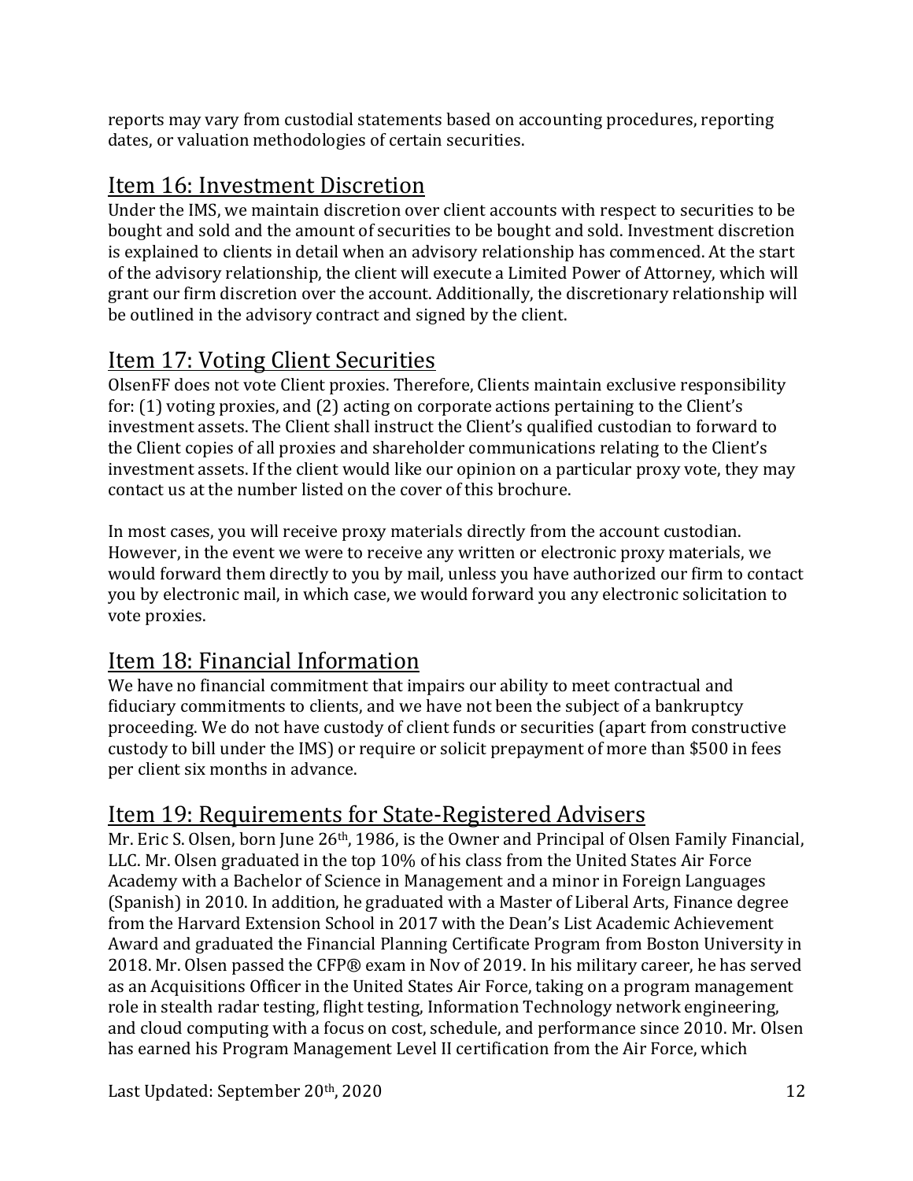reports may vary from custodial statements based on accounting procedures, reporting dates, or valuation methodologies of certain securities.

## Item 16: Investment Discretion

Under the IMS, we maintain discretion over client accounts with respect to securities to be bought and sold and the amount of securities to be bought and sold. Investment discretion is explained to clients in detail when an advisory relationship has commenced. At the start of the advisory relationship, the client will execute a Limited Power of Attorney, which will grant our firm discretion over the account. Additionally, the discretionary relationship will be outlined in the advisory contract and signed by the client.

## Item 17: Voting Client Securities

OlsenFF does not vote Client proxies. Therefore, Clients maintain exclusive responsibility for: (1) voting proxies, and (2) acting on corporate actions pertaining to the Client's investment assets. The Client shall instruct the Client's qualified custodian to forward to the Client copies of all proxies and shareholder communications relating to the Client's investment assets. If the client would like our opinion on a particular proxy vote, they may contact us at the number listed on the cover of this brochure.

In most cases, you will receive proxy materials directly from the account custodian. However, in the event we were to receive any written or electronic proxy materials, we would forward them directly to you by mail, unless you have authorized our firm to contact you by electronic mail, in which case, we would forward you any electronic solicitation to vote proxies.

## Item 18: Financial Information

We have no financial commitment that impairs our ability to meet contractual and fiduciary commitments to clients, and we have not been the subject of a bankruptcy proceeding. We do not have custody of client funds or securities (apart from constructive custody to bill under the IMS) or require or solicit prepayment of more than $500 in fees per client six months in advance.

## Item 19: Requirements for State-Registered Advisers

Mr. Eric S. Olsen, born June 26th, 1986, is the Owner and Principal of Olsen Family Financial, LLC. Mr. Olsen graduated in the top 10% of his class from the United States Air Force Academy with a Bachelor of Science in Management and a minor in Foreign Languages (Spanish) in 2010. In addition, he graduated with a Master of Liberal Arts, Finance degree from the Harvard Extension School in 2017 with the Dean's List Academic Achievement Award and graduated the Financial Planning Certificate Program from Boston University in 2018. Mr. Olsen passed the CFP® exam in Nov of 2019. In his military career, he has served as an Acquisitions Officer in the United States Air Force, taking on a program management role in stealth radar testing, flight testing, Information Technology network engineering, and cloud computing with a focus on cost, schedule, and performance since 2010. Mr. Olsen has earned his Program Management Level II certification from the Air Force, which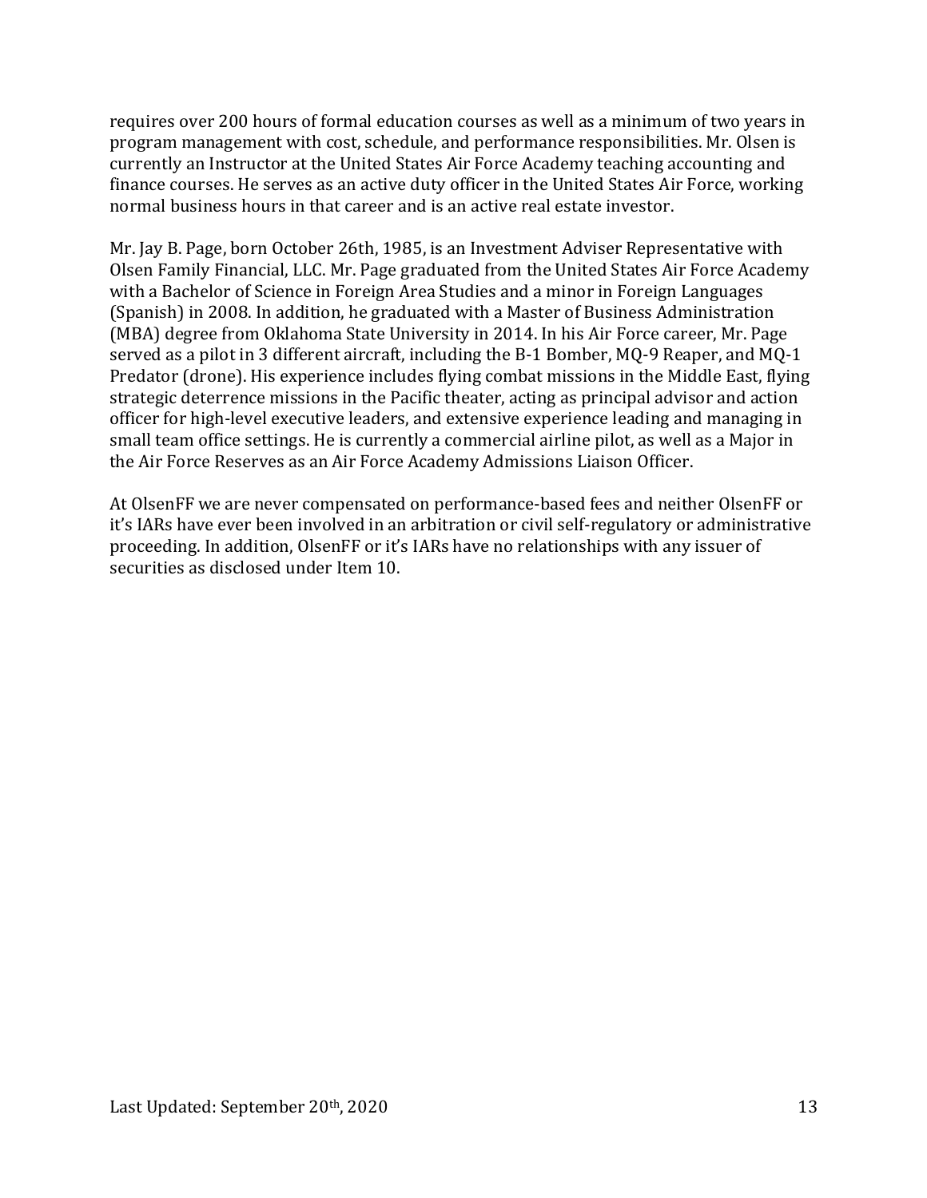requires over 200 hours of formal education courses as well as a minimum of two years in program management with cost, schedule, and performance responsibilities. Mr. Olsen is currently an Instructor at the United States Air Force Academy teaching accounting and finance courses. He serves as an active duty officer in the United States Air Force, working normal business hours in that career and is an active real estate investor.

Mr. Jay B. Page, born October 26th, 1985, is an Investment Adviser Representative with Olsen Family Financial, LLC. Mr. Page graduated from the United States Air Force Academy with a Bachelor of Science in Foreign Area Studies and a minor in Foreign Languages (Spanish) in 2008. In addition, he graduated with a Master of Business Administration (MBA) degree from Oklahoma State University in 2014. In his Air Force career, Mr. Page served as a pilot in 3 different aircraft, including the B-1 Bomber, MQ-9 Reaper, and MQ-1 Predator (drone). His experience includes flying combat missions in the Middle East, flying strategic deterrence missions in the Pacific theater, acting as principal advisor and action officer for high-level executive leaders, and extensive experience leading and managing in small team office settings. He is currently a commercial airline pilot, as well as a Major in the Air Force Reserves as an Air Force Academy Admissions Liaison Officer.

At OlsenFF we are never compensated on performance-based fees and neither OlsenFF or it's IARs have ever been involved in an arbitration or civil self-regulatory or administrative proceeding. In addition, OlsenFF or it's IARs have no relationships with any issuer of securities as disclosed under Item 10.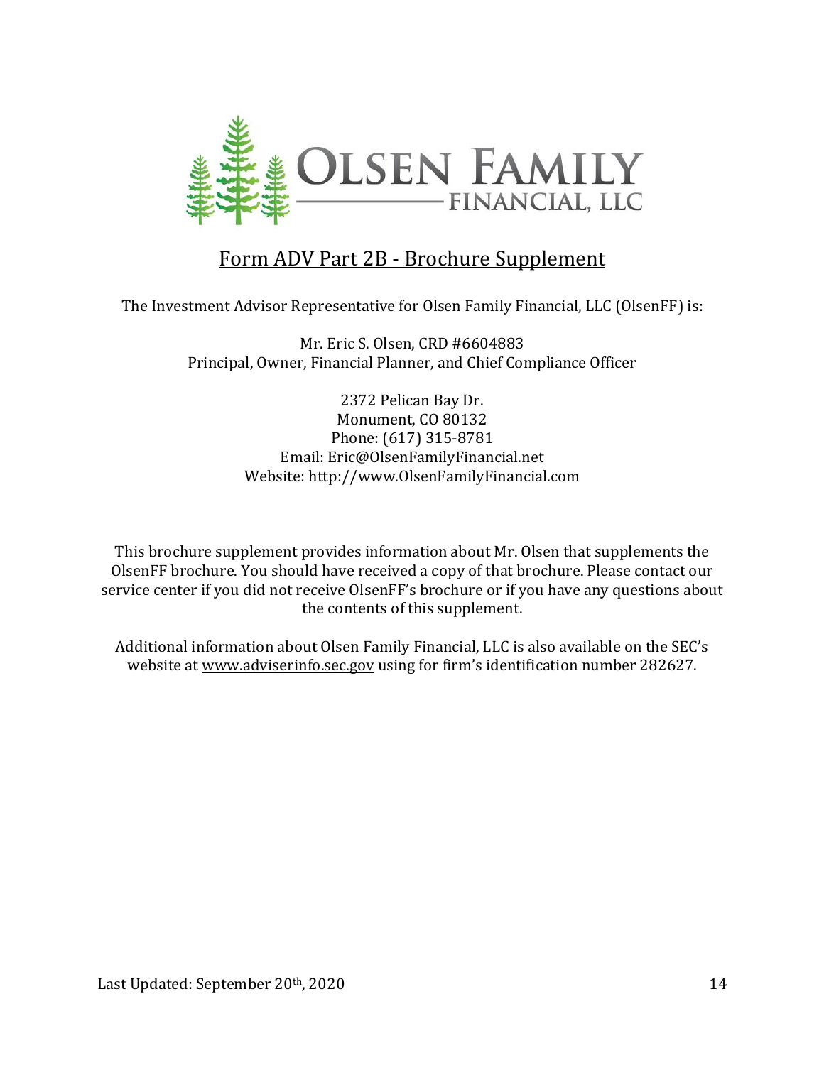# OLSEN FAMILY FINANCIAL, LLC

## Form ADV Part 2B - Brochure Supplement

The Investment Advisor Representative for Olsen Family Financial, LLC (OlsenFF) is:

Mr. Eric S. Olsen, CRD #6604883
Principal, Owner, Financial Planner, and Chief Compliance Officer

2372 Pelican Bay Dr.
Monument, CO 80132
Phone: (617) 315-8781
Email: Eric@OlsenFamilyFinancial.net
Website: http://www.OlsenFamilyFinancial.com

This brochure supplement provides information about Mr. Olsen that supplements the OlsenFF brochure. You should have received a copy of that brochure. Please contact our service center if you did not receive OlsenFF's brochure or if you have any questions about the contents of this supplement.

Additional information about Olsen Family Financial, LLC is also available on the SEC's website at www.adviserinfo.sec.gov using for firm's identification number 282627.

Last Updated: September 20th, 2020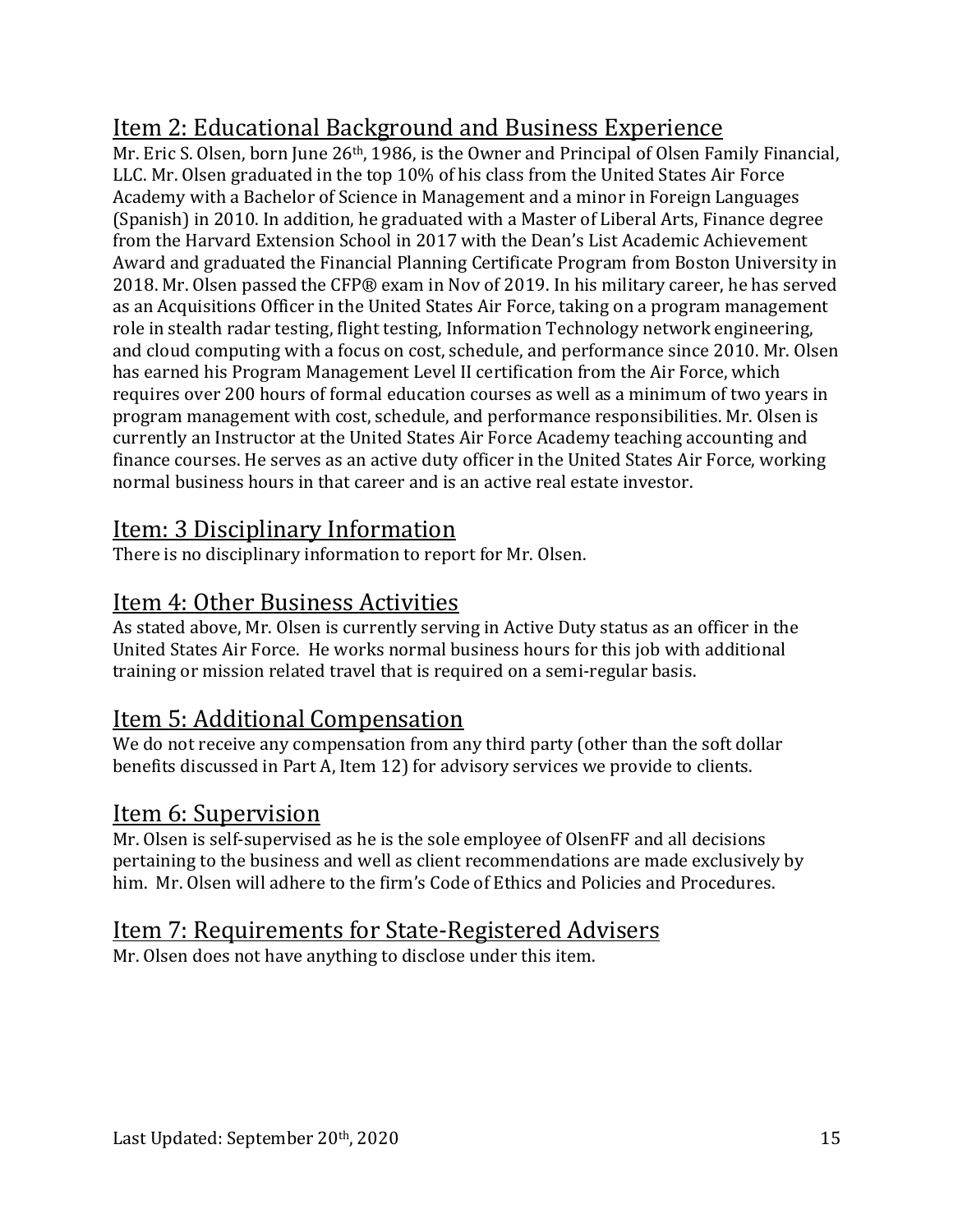## Item 2: Educational Background and Business Experience

Mr. Eric S. Olsen, born June 26th, 1986, is the Owner and Principal of Olsen Family Financial, LLC. Mr. Olsen graduated in the top 10% of his class from the United States Air Force Academy with a Bachelor of Science in Management and a minor in Foreign Languages (Spanish) in 2010. In addition, he graduated with a Master of Liberal Arts, Finance degree from the Harvard Extension School in 2017 with the Dean's List Academic Achievement Award and graduated the Financial Planning Certificate Program from Boston University in 2018. Mr. Olsen passed the CFP® exam in Nov of 2019. In his military career, he has served as an Acquisitions Officer in the United States Air Force, taking on a program management role in stealth radar testing, flight testing, Information Technology network engineering, and cloud computing with a focus on cost, schedule, and performance since 2010. Mr. Olsen has earned his Program Management Level II certification from the Air Force, which requires over 200 hours of formal education courses as well as a minimum of two years in program management with cost, schedule, and performance responsibilities. Mr. Olsen is currently an Instructor at the United States Air Force Academy teaching accounting and finance courses. He serves as an active duty officer in the United States Air Force, working normal business hours in that career and is an active real estate investor.

## Item: 3 Disciplinary Information

There is no disciplinary information to report for Mr. Olsen.

## Item 4: Other Business Activities

As stated above, Mr. Olsen is currently serving in Active Duty status as an officer in the United States Air Force. He works normal business hours for this job with additional training or mission related travel that is required on a semi-regular basis.

## Item 5: Additional Compensation

We do not receive any compensation from any third party (other than the soft dollar benefits discussed in Part A, Item 12) for advisory services we provide to clients.

## Item 6: Supervision

Mr. Olsen is self-supervised as he is the sole employee of OlsenFF and all decisions pertaining to the business and well as client recommendations are made exclusively by him. Mr. Olsen will adhere to the firm's Code of Ethics and Policies and Procedures.

## Item 7: Requirements for State-Registered Advisers

Mr. Olsen does not have anything to disclose under this item.

Last Updated: September 20th, 2020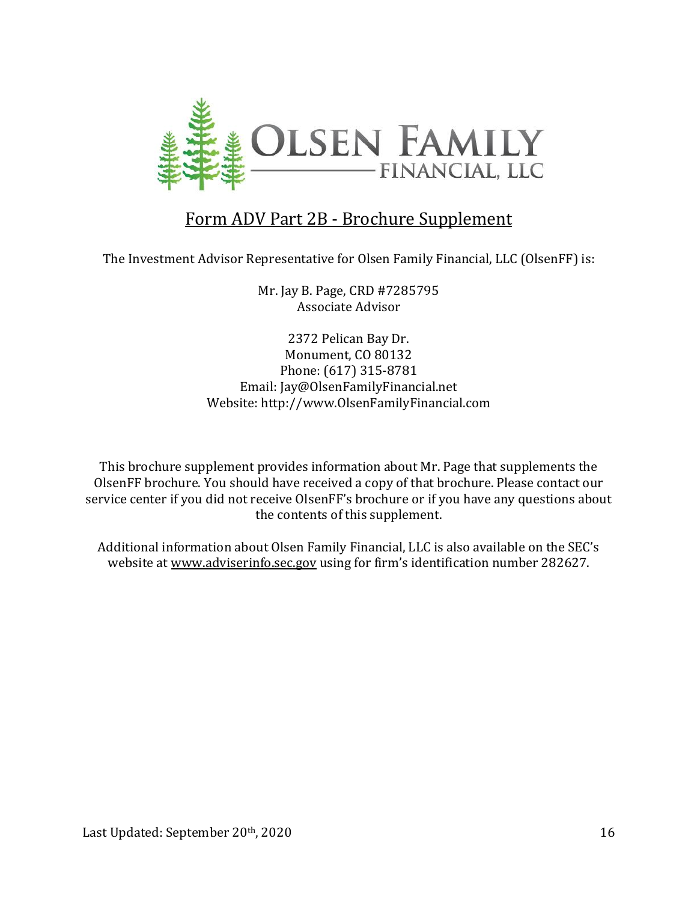# Form ADV Part 2B - Brochure Supplement

The Investment Advisor Representative for Olsen Family Financial, LLC (OlsenFF) is:

Mr. Jay B. Page, CRD #7285795
Associate Advisor

2372 Pelican Bay Dr.
Monument, CO 80132
Phone: (617) 315-8781
Email: Jay@OlsenFamilyFinancial.net
Website: http://www.OlsenFamilyFinancial.com

This brochure supplement provides information about Mr. Page that supplements the OlsenFF brochure. You should have received a copy of that brochure. Please contact our service center if you did not receive OlsenFF's brochure or if you have any questions about the contents of this supplement.

Additional information about Olsen Family Financial, LLC is also available on the SEC's website at www.adviserinfo.sec.gov using for firm's identification number 282627.

Last Updated: September 20th, 2020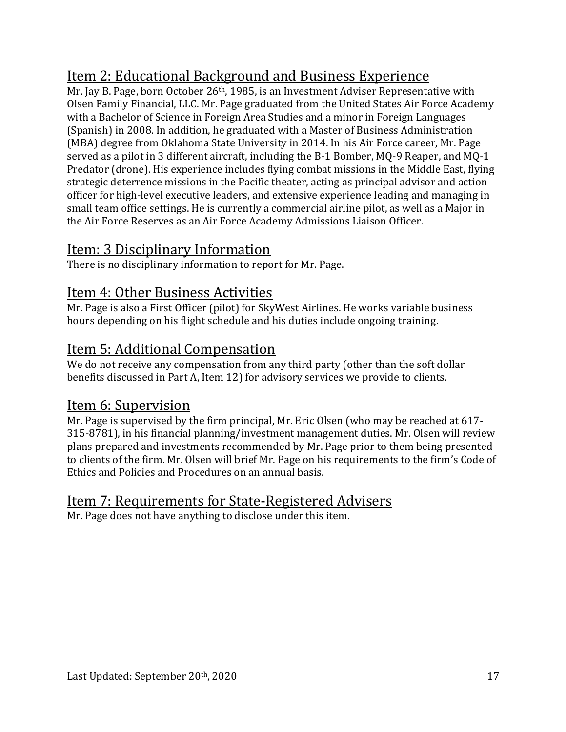## Item 2: Educational Background and Business Experience

Mr. Jay B. Page, born October 26th, 1985, is an Investment Adviser Representative with Olsen Family Financial, LLC. Mr. Page graduated from the United States Air Force Academy with a Bachelor of Science in Foreign Area Studies and a minor in Foreign Languages (Spanish) in 2008. In addition, he graduated with a Master of Business Administration (MBA) degree from Oklahoma State University in 2014. In his Air Force career, Mr. Page served as a pilot in 3 different aircraft, including the B-1 Bomber, MQ-9 Reaper, and MQ-1 Predator (drone). His experience includes flying combat missions in the Middle East, flying strategic deterrence missions in the Pacific theater, acting as principal advisor and action officer for high-level executive leaders, and extensive experience leading and managing in small team office settings. He is currently a commercial airline pilot, as well as a Major in the Air Force Reserves as an Air Force Academy Admissions Liaison Officer.

## Item: 3 Disciplinary Information

There is no disciplinary information to report for Mr. Page.

## Item 4: Other Business Activities

Mr. Page is also a First Officer (pilot) for SkyWest Airlines. He works variable business hours depending on his flight schedule and his duties include ongoing training.

## Item 5: Additional Compensation

We do not receive any compensation from any third party (other than the soft dollar benefits discussed in Part A, Item 12) for advisory services we provide to clients.

## Item 6: Supervision

Mr. Page is supervised by the firm principal, Mr. Eric Olsen (who may be reached at 617-315-8781), in his financial planning/investment management duties. Mr. Olsen will review plans prepared and investments recommended by Mr. Page prior to them being presented to clients of the firm. Mr. Olsen will brief Mr. Page on his requirements to the firm's Code of Ethics and Policies and Procedures on an annual basis.

## Item 7: Requirements for State-Registered Advisers

Mr. Page does not have anything to disclose under this item.

Last Updated: September 20th, 2020